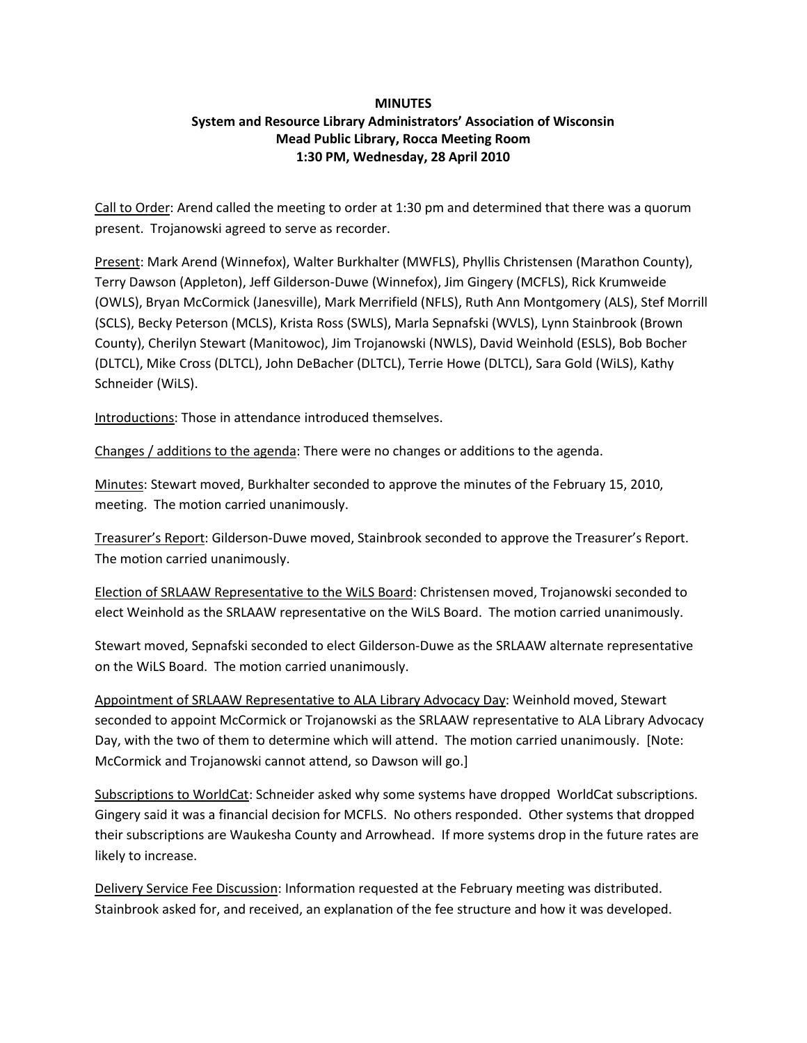**MINUTES**

**System and Resource Library Administrators' Association of Wisconsin**

**Mead Public Library, Rocca Meeting Room**

**1:30 PM, Wednesday, 28 April 2010**

<u>Call to Order</u>: Arend called the meeting to order at 1:30 pm and determined that there was a quorum present. Trojanowski agreed to serve as recorder.

<u>Present</u>: Mark Arend (Winnefox), Walter Burkhalter (MWFLS), Phyllis Christensen (Marathon County), Terry Dawson (Appleton), Jeff Gilderson-Duwe (Winnefox), Jim Gingery (MCFLS), Rick Krumweide (OWLS), Bryan McCormick (Janesville), Mark Merrifield (NFLS), Ruth Ann Montgomery (ALS), Stef Morrill (SCLS), Becky Peterson (MCLS), Krista Ross (SWLS), Marla Sepnafski (WVLS), Lynn Stainbrook (Brown County), Cherilyn Stewart (Manitowoc), Jim Trojanowski (NWLS), David Weinhold (ESLS), Bob Bocher (DLTCL), Mike Cross (DLTCL), John DeBacher (DLTCL), Terrie Howe (DLTCL), Sara Gold (WiLS), Kathy Schneider (WiLS).

<u>Introductions</u>: Those in attendance introduced themselves.

<u>Changes / additions to the agenda</u>: There were no changes or additions to the agenda.

<u>Minutes</u>: Stewart moved, Burkhalter seconded to approve the minutes of the February 15, 2010, meeting. The motion carried unanimously.

<u>Treasurer's Report</u>: Gilderson-Duwe moved, Stainbrook seconded to approve the Treasurer's Report. The motion carried unanimously.

<u>Election of SRLAAW Representative to the WiLS Board</u>: Christensen moved, Trojanowski seconded to elect Weinhold as the SRLAAW representative on the WiLS Board. The motion carried unanimously.

Stewart moved, Sepnafski seconded to elect Gilderson-Duwe as the SRLAAW alternate representative on the WiLS Board. The motion carried unanimously.

<u>Appointment of SRLAAW Representative to ALA Library Advocacy Day</u>: Weinhold moved, Stewart seconded to appoint McCormick or Trojanowski as the SRLAAW representative to ALA Library Advocacy Day, with the two of them to determine which will attend. The motion carried unanimously. [Note: McCormick and Trojanowski cannot attend, so Dawson will go.]

<u>Subscriptions to WorldCat</u>: Schneider asked why some systems have dropped WorldCat subscriptions. Gingery said it was a financial decision for MCFLS. No others responded. Other systems that dropped their subscriptions are Waukesha County and Arrowhead. If more systems drop in the future rates are likely to increase.

<u>Delivery Service Fee Discussion</u>: Information requested at the February meeting was distributed. Stainbrook asked for, and received, an explanation of the fee structure and how it was developed.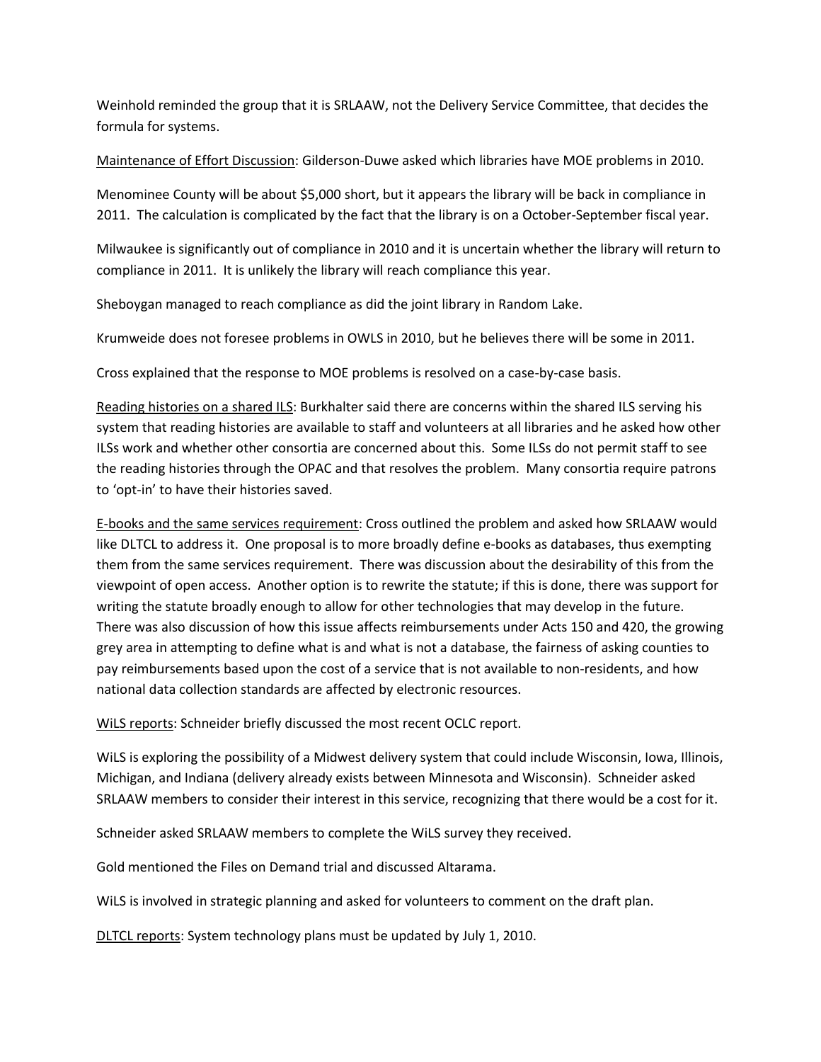Weinhold reminded the group that it is SRLAAW, not the Delivery Service Committee, that decides the formula for systems.

<u>Maintenance of Effort Discussion</u>: Gilderson-Duwe asked which libraries have MOE problems in 2010.

Menominee County will be about $5,000 short, but it appears the library will be back in compliance in 2011. The calculation is complicated by the fact that the library is on a October-September fiscal year.

Milwaukee is significantly out of compliance in 2010 and it is uncertain whether the library will return to compliance in 2011. It is unlikely the library will reach compliance this year.

Sheboygan managed to reach compliance as did the joint library in Random Lake.

Krumweide does not foresee problems in OWLS in 2010, but he believes there will be some in 2011.

Cross explained that the response to MOE problems is resolved on a case-by-case basis.

<u>Reading histories on a shared ILS</u>: Burkhalter said there are concerns within the shared ILS serving his system that reading histories are available to staff and volunteers at all libraries and he asked how other ILSs work and whether other consortia are concerned about this. Some ILSs do not permit staff to see the reading histories through the OPAC and that resolves the problem. Many consortia require patrons to 'opt-in' to have their histories saved.

<u>E-books and the same services requirement</u>: Cross outlined the problem and asked how SRLAAW would like DLTCL to address it. One proposal is to more broadly define e-books as databases, thus exempting them from the same services requirement. There was discussion about the desirability of this from the viewpoint of open access. Another option is to rewrite the statute; if this is done, there was support for writing the statute broadly enough to allow for other technologies that may develop in the future. There was also discussion of how this issue affects reimbursements under Acts 150 and 420, the growing grey area in attempting to define what is and what is not a database, the fairness of asking counties to pay reimbursements based upon the cost of a service that is not available to non-residents, and how national data collection standards are affected by electronic resources.

<u>WiLS reports</u>: Schneider briefly discussed the most recent OCLC report.

WiLS is exploring the possibility of a Midwest delivery system that could include Wisconsin, Iowa, Illinois, Michigan, and Indiana (delivery already exists between Minnesota and Wisconsin). Schneider asked SRLAAW members to consider their interest in this service, recognizing that there would be a cost for it.

Schneider asked SRLAAW members to complete the WiLS survey they received.

Gold mentioned the Files on Demand trial and discussed Altarama.

WiLS is involved in strategic planning and asked for volunteers to comment on the draft plan.

<u>DLTCL reports</u>: System technology plans must be updated by July 1, 2010.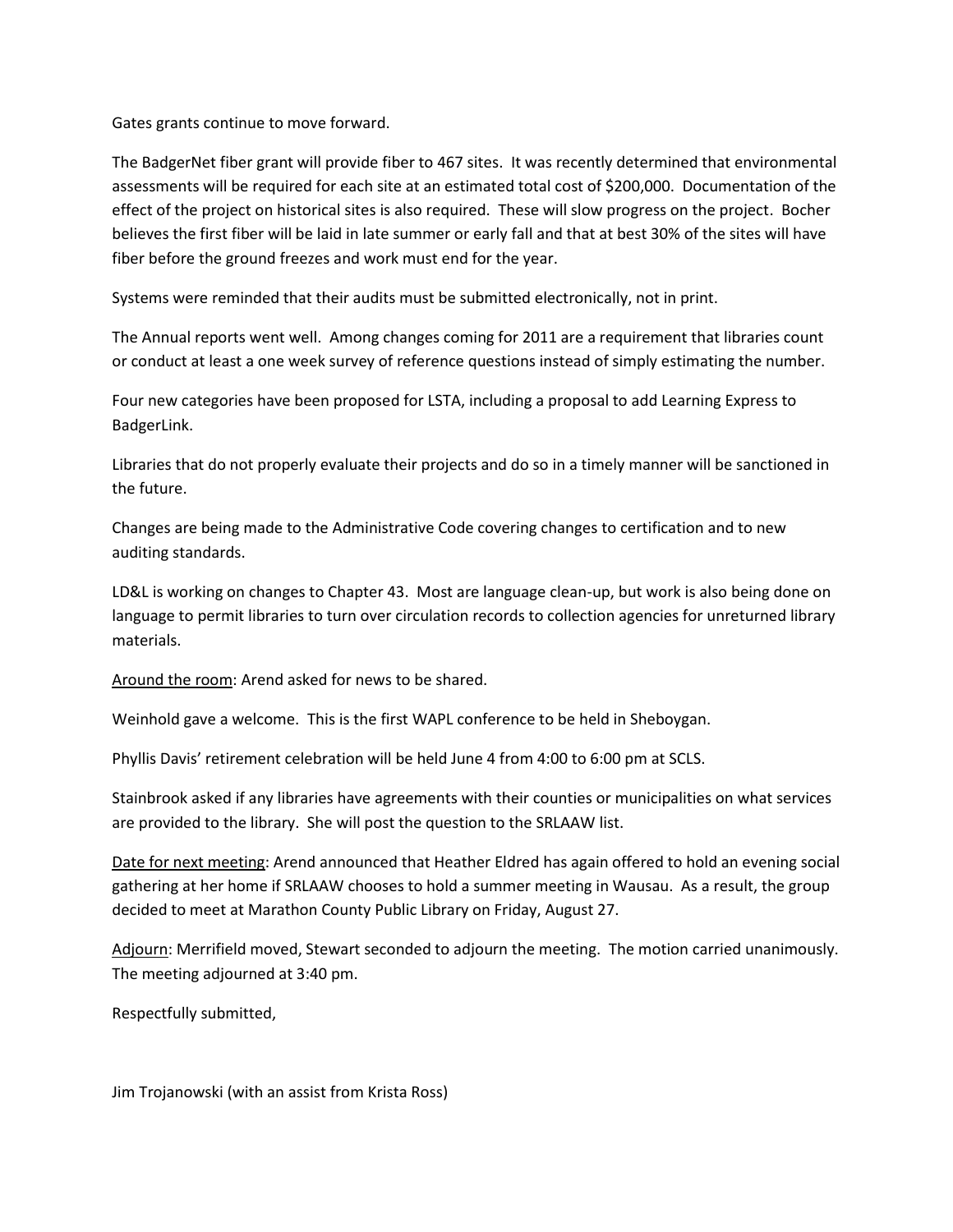Gates grants continue to move forward.

The BadgerNet fiber grant will provide fiber to 467 sites. It was recently determined that environmental assessments will be required for each site at an estimated total cost of $200,000. Documentation of the effect of the project on historical sites is also required. These will slow progress on the project. Bocher believes the first fiber will be laid in late summer or early fall and that at best 30% of the sites will have fiber before the ground freezes and work must end for the year.

Systems were reminded that their audits must be submitted electronically, not in print.

The Annual reports went well. Among changes coming for 2011 are a requirement that libraries count or conduct at least a one week survey of reference questions instead of simply estimating the number.

Four new categories have been proposed for LSTA, including a proposal to add Learning Express to BadgerLink.

Libraries that do not properly evaluate their projects and do so in a timely manner will be sanctioned in the future.

Changes are being made to the Administrative Code covering changes to certification and to new auditing standards.

LD&L is working on changes to Chapter 43. Most are language clean-up, but work is also being done on language to permit libraries to turn over circulation records to collection agencies for unreturned library materials.

<u>Around the room</u>: Arend asked for news to be shared.

Weinhold gave a welcome. This is the first WAPL conference to be held in Sheboygan.

Phyllis Davis' retirement celebration will be held June 4 from 4:00 to 6:00 pm at SCLS.

Stainbrook asked if any libraries have agreements with their counties or municipalities on what services are provided to the library. She will post the question to the SRLAAW list.

<u>Date for next meeting</u>: Arend announced that Heather Eldred has again offered to hold an evening social gathering at her home if SRLAAW chooses to hold a summer meeting in Wausau. As a result, the group decided to meet at Marathon County Public Library on Friday, August 27.

<u>Adjourn</u>: Merrifield moved, Stewart seconded to adjourn the meeting. The motion carried unanimously. The meeting adjourned at 3:40 pm.

Respectfully submitted,

Jim Trojanowski (with an assist from Krista Ross)